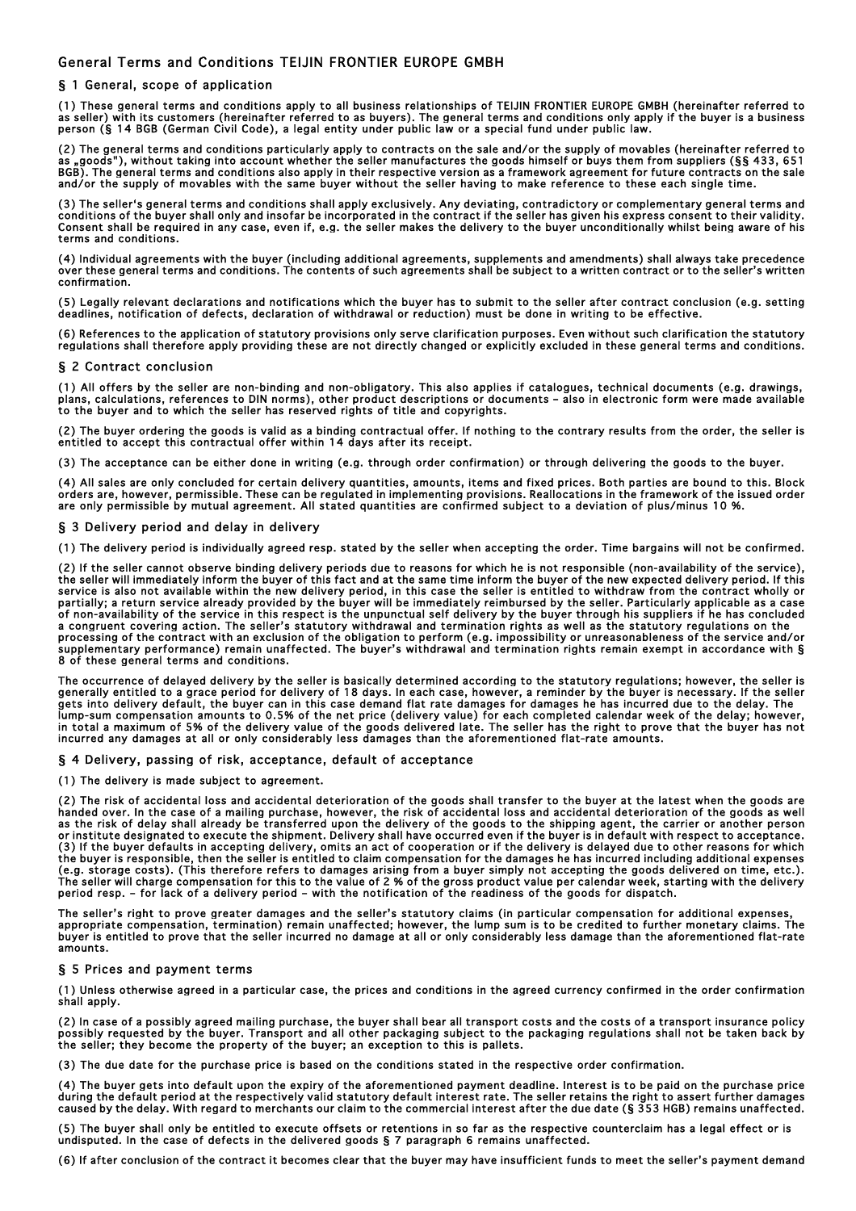# General Terms and Conditions TEIJIN FRONTIER EUROPE GMBH

## § 1 General, scope of application

(1) These general terms and conditions apply to all business relationships of TEIJIN FRONTIER EUROPE GMBH (hereinafter referred to as seller) with its customers (hereinafter referred to as buyers). The general terms and conditions only apply if the buyer is a business person (§ 14 BGB (German Civil Code), a legal entity under public law or a special fund under public law.

(2) The general terms and conditions particularly apply to contracts on the sale and/or the supply of movables (hereinafter referred to as „goods"), without taking into account whether the seller manufactures the goods himself or buys them from suppliers (§§ 433, 651 BGB). The general terms and conditions also apply in their respective version as a framework agreement for future contracts on the sale and/or the supply of movables with the same buyer without the seller having to make reference to these each single time.

(3) The seller's general terms and conditions shall apply exclusively. Any deviating, contradictory or complementary general terms and conditions of the buyer shall only and insofar be incorporated in the contract if the seller has given his express consent to their validity. Consent shall be required in any case, even if, e.g. the seller makes the delivery to the buyer unconditionally whilst being aware of his terms and conditions.

(4) Individual agreements with the buyer (including additional agreements, supplements and amendments) shall always take precedence over these general terms and conditions. The contents of such agreements shall be subject to a written contract or to the seller's written confirmation.

(5) Legally relevant declarations and notifications which the buyer has to submit to the seller after contract conclusion (e.g. setting deadlines, notification of defects, declaration of withdrawal or reduction) must be done in writing to be effective.

(6) References to the application of statutory provisions only serve clarification purposes. Even without such clarification the statutory regulations shall therefore apply providing these are not directly changed or explicitly excluded in these general terms and conditions.

## § 2 Contract conclusion

(1) All offers by the seller are non-binding and non-obligatory. This also applies if catalogues, technical documents (e.g. drawings, plans, calculations, references to DIN norms), other product descriptions or documents – also in electronic form were made available to the buyer and to which the seller has reserved rights of title and copyrights.

(2) The buyer ordering the goods is valid as a binding contractual offer. If nothing to the contrary results from the order, the seller is entitled to accept this contractual offer within 14 days after its receipt.

(3) The acceptance can be either done in writing (e.g. through order confirmation) or through delivering the goods to the buyer.

(4) All sales are only concluded for certain delivery quantities, amounts, items and fixed prices. Both parties are bound to this. Block orders are, however, permissible. These can be regulated in implementing provisions. Reallocations in the framework of the issued order are only permissible by mutual agreement. All stated quantities are confirmed subject to a deviation of plus/minus 10 %.

## § 3 Delivery period and delay in delivery

(1) The delivery period is individually agreed resp. stated by the seller when accepting the order. Time bargains will not be confirmed.

(2) If the seller cannot observe binding delivery periods due to reasons for which he is not responsible (non-availability of the service), the seller will immediately inform the buyer of this fact and at the same time inform the buyer of the new expected delivery period. If this service is also not available within the new delivery period, in this case the seller is entitled to withdraw from the contract wholly or partially; a return service already provided by the buyer will be immediately reimbursed by the seller. Particularly applicable as a case of non-availability of the service in this respect is the unpunctual self delivery by the buyer through his suppliers if he has concluded a congruent covering action. The seller's statutory withdrawal and termination rights as well as the statutory regulations on the processing of the contract with an exclusion of the obligation to perform (e.g. impossibility or unreasonableness of the service and/or supplementary performance) remain unaffected. The buyer's withdrawal and termination rights remain exempt in accordance with § 8 of these general terms and conditions.

The occurrence of delayed delivery by the seller is basically determined according to the statutory regulations; however, the seller is generally entitled to a grace period for delivery of 18 days. In each case, however, a reminder by the buyer is necessary. If the seller gets into delivery default, the buyer can in this case demand flat rate damages for damages he has incurred due to the delay. The lump-sum compensation amounts to 0.5% of the net price (delivery value) for each completed calendar week of the delay; however, in total a maximum of 5% of the delivery value of the goods delivered late. The seller has the right to prove that the buyer has not incurred any damages at all or only considerably less damages than the aforementioned flat-rate amounts.

## § 4 Delivery, passing of risk, acceptance, default of acceptance

(1) The delivery is made subject to agreement.

(2) The risk of accidental loss and accidental deterioration of the goods shall transfer to the buyer at the latest when the goods are handed over. In the case of a mailing purchase, however, the risk of accidental loss and accidental deterioration of the goods as well as the risk of delay shall already be transferred upon the delivery of the goods to the shipping agent, the carrier or another person or institute designated to execute the shipment. Delivery shall have occurred even if the buyer is in default with respect to acceptance.

(3) If the buyer defaults in accepting delivery, omits an act of cooperation or if the delivery is delayed due to other reasons for which the buyer is responsible, then the seller is entitled to claim compensation for the damages he has incurred including additional expenses (e.g. storage costs). (This therefore refers to damages arising from a buyer simply not accepting the goods delivered on time, etc.). The seller will charge compensation for this to the value of 2 % of the gross product value per calendar week, starting with the delivery period resp. – for lack of a delivery period – with the notification of the readiness of the goods for dispatch.

The seller's right to prove greater damages and the seller's statutory claims (in particular compensation for additional expenses, appropriate compensation, termination) remain unaffected; however, the lump sum is to be credited to further monetary claims. The buyer is entitled to prove that the seller incurred no damage at all or only considerably less damage than the aforementioned flat-rate amounts.

## § 5 Prices and payment terms

(1) Unless otherwise agreed in a particular case, the prices and conditions in the agreed currency confirmed in the order confirmation shall apply.

(2) In case of a possibly agreed mailing purchase, the buyer shall bear all transport costs and the costs of a transport insurance policy possibly requested by the buyer. Transport and all other packaging subject to the packaging regulations shall not be taken back by the seller; they become the property of the buyer; an exception to this is pallets.

(3) The due date for the purchase price is based on the conditions stated in the respective order confirmation.

(4) The buyer gets into default upon the expiry of the aforementioned payment deadline. Interest is to be paid on the purchase price during the default period at the respectively valid statutory default interest rate. The seller retains the right to assert further damages caused by the delay. With regard to merchants our claim to the commercial interest after the due date (§ 353 HGB) remains unaffected.

(5) The buyer shall only be entitled to execute offsets or retentions in so far as the respective counterclaim has a legal effect or is undisputed. In the case of defects in the delivered goods § 7 paragraph 6 remains unaffected.

(6) If after conclusion of the contract it becomes clear that the buyer may have insufficient funds to meet the seller's payment demand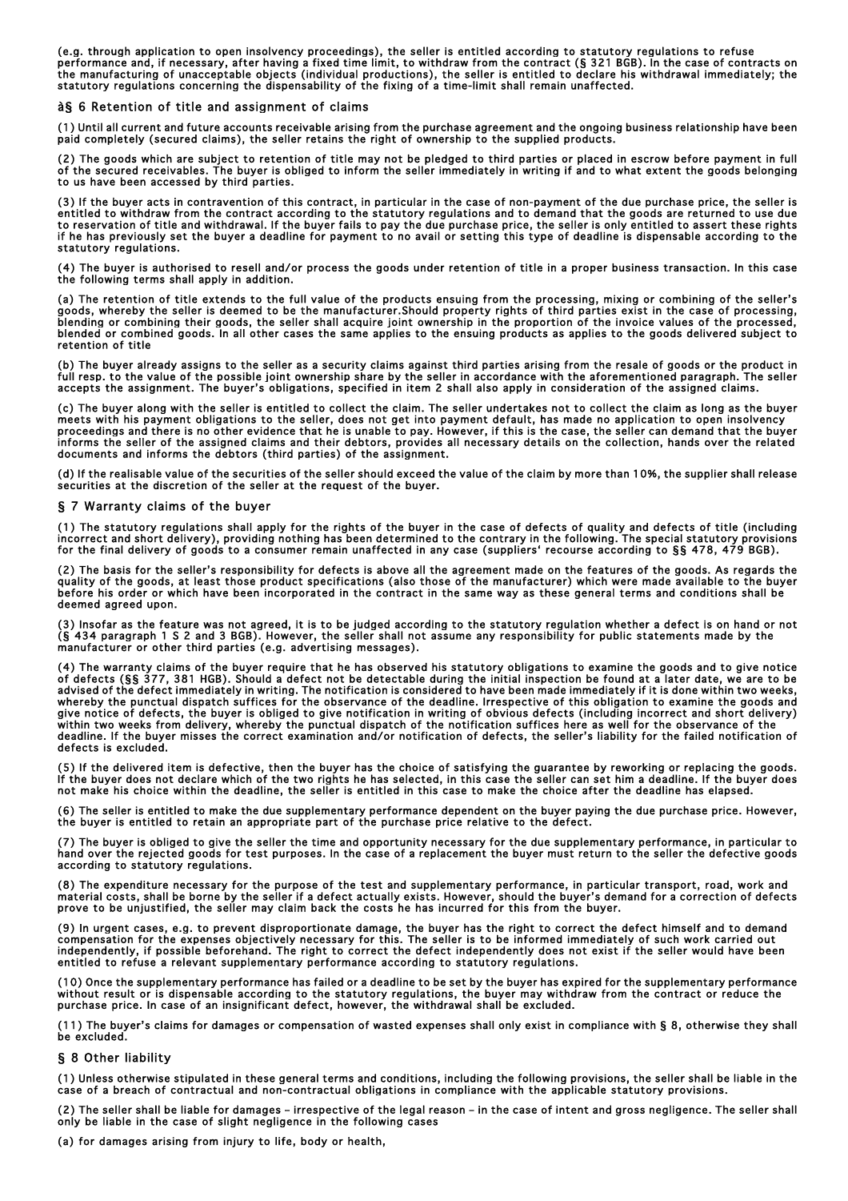(e.g. through application to open insolvency proceedings), the seller is entitled according to statutory regulations to refuse performance and, if necessary, after having a fixed time limit, to withdraw from the contract (§ 321 BGB). In the case of contracts on the manufacturing of unacceptable objects (individual productions), the seller is entitled to declare his withdrawal immediately; the statutory regulations concerning the dispensability of the fixing of a time-limit shall remain unaffected.

## â§ 6 Retention of title and assignment of claims

(1) Until all current and future accounts receivable arising from the purchase agreement and the ongoing business relationship have been paid completely (secured claims), the seller retains the right of ownership to the supplied products.

(2) The goods which are subject to retention of title may not be pledged to third parties or placed in escrow before payment in full of the secured receivables. The buyer is obliged to inform the seller immediately in writing if and to what extent the goods belonging to us have been accessed by third parties.

(3) If the buyer acts in contravention of this contract, in particular in the case of non-payment of the due purchase price, the seller is entitled to withdraw from the contract according to the statutory regulations and to demand that the goods are returned to use due to reservation of title and withdrawal. If the buyer fails to pay the due purchase price, the seller is only entitled to assert these rights if he has previously set the buyer a deadline for payment to no avail or setting this type of deadline is dispensable according to the statutory regulations.

(4) The buyer is authorised to resell and/or process the goods under retention of title in a proper business transaction. In this case the following terms shall apply in addition.

(a) The retention of title extends to the full value of the products ensuing from the processing, mixing or combining of the seller's goods, whereby the seller is deemed to be the manufacturer.Should property rights of third parties exist in the case of processing, blending or combining their goods, the seller shall acquire joint ownership in the proportion of the invoice values of the processed, blended or combined goods. In all other cases the same applies to the ensuing products as applies to the goods delivered subject to retention of title

(b) The buyer already assigns to the seller as a security claims against third parties arising from the resale of goods or the product in full resp. to the value of the possible joint ownership share by the seller in accordance with the aforementioned paragraph. The seller accepts the assignment. The buyer's obligations, specified in item 2 shall also apply in consideration of the assigned claims.

(c) The buyer along with the seller is entitled to collect the claim. The seller undertakes not to collect the claim as long as the buyer meets with his payment obligations to the seller, does not get into payment default, has made no application to open insolvency proceedings and there is no other evidence that he is unable to pay. However, if this is the case, the seller can demand that the buyer informs the seller of the assigned claims and their debtors, provides all necessary details on the collection, hands over the related documents and informs the debtors (third parties) of the assignment.

(d) If the realisable value of the securities of the seller should exceed the value of the claim by more than 10%, the supplier shall release securities at the discretion of the seller at the request of the buyer.

## § 7 Warranty claims of the buyer

(1) The statutory regulations shall apply for the rights of the buyer in the case of defects of quality and defects of title (including incorrect and short delivery), providing nothing has been determined to the contrary in the following. The special statutory provisions for the final delivery of goods to a consumer remain unaffected in any case (suppliers' recourse according to §§ 478, 479 BGB).

(2) The basis for the seller's responsibility for defects is above all the agreement made on the features of the goods. As regards the quality of the goods, at least those product specifications (also those of the manufacturer) which were made available to the buyer before his order or which have been incorporated in the contract in the same way as these general terms and conditions shall be deemed agreed upon.

(3) Insofar as the feature was not agreed, it is to be judged according to the statutory regulation whether a defect is on hand or not (§ 434 paragraph 1 S 2 and 3 BGB). However, the seller shall not assume any responsibility for public statements made by the manufacturer or other third parties (e.g. advertising messages).

(4) The warranty claims of the buyer require that he has observed his statutory obligations to examine the goods and to give notice of defects (§§ 377, 381 HGB). Should a defect not be detectable during the initial inspection be found at a later date, we are to be advised of the defect immediately in writing. The notification is considered to have been made immediately if it is done within two weeks, whereby the punctual dispatch suffices for the observance of the deadline. Irrespective of this obligation to examine the goods and give notice of defects, the buyer is obliged to give notification in writing of obvious defects (including incorrect and short delivery) within two weeks from delivery, whereby the punctual dispatch of the notification suffices here as well for the observance of the deadline. If the buyer misses the correct examination and/or notification of defects, the seller's liability for the failed notification of defects is excluded.

(5) If the delivered item is defective, then the buyer has the choice of satisfying the guarantee by reworking or replacing the goods. If the buyer does not declare which of the two rights he has selected, in this case the seller can set him a deadline. If the buyer does not make his choice within the deadline, the seller is entitled in this case to make the choice after the deadline has elapsed.

(6) The seller is entitled to make the due supplementary performance dependent on the buyer paying the due purchase price. However, the buyer is entitled to retain an appropriate part of the purchase price relative to the defect.

(7) The buyer is obliged to give the seller the time and opportunity necessary for the due supplementary performance, in particular to hand over the rejected goods for test purposes. In the case of a replacement the buyer must return to the seller the defective goods according to statutory regulations.

(8) The expenditure necessary for the purpose of the test and supplementary performance, in particular transport, road, work and material costs, shall be borne by the seller if a defect actually exists. However, should the buyer's demand for a correction of defects prove to be unjustified, the seller may claim back the costs he has incurred for this from the buyer.

(9) In urgent cases, e.g. to prevent disproportionate damage, the buyer has the right to correct the defect himself and to demand compensation for the expenses objectively necessary for this. The seller is to be informed immediately of such work carried out independently, if possible beforehand. The right to correct the defect independently does not exist if the seller would have been entitled to refuse a relevant supplementary performance according to statutory regulations.

(10) Once the supplementary performance has failed or a deadline to be set by the buyer has expired for the supplementary performance without result or is dispensable according to the statutory regulations, the buyer may withdraw from the contract or reduce the purchase price. In case of an insignificant defect, however, the withdrawal shall be excluded.

(11) The buyer's claims for damages or compensation of wasted expenses shall only exist in compliance with § 8, otherwise they shall be excluded.

## § 8 Other liability

(1) Unless otherwise stipulated in these general terms and conditions, including the following provisions, the seller shall be liable in the case of a breach of contractual and non-contractual obligations in compliance with the applicable statutory provisions.

(2) The seller shall be liable for damages – irrespective of the legal reason – in the case of intent and gross negligence. The seller shall only be liable in the case of slight negligence in the following cases

(a) for damages arising from injury to life, body or health,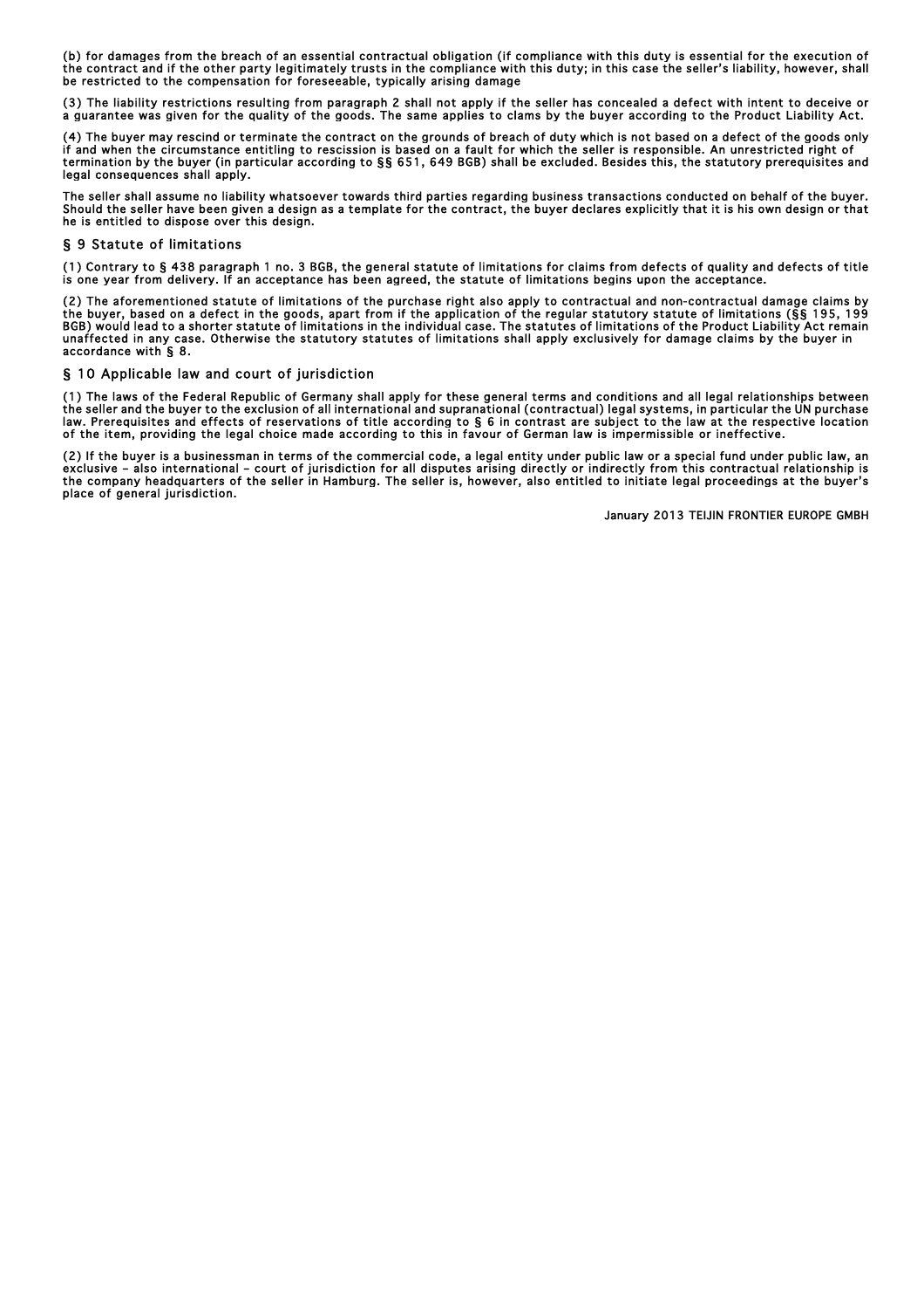(b) for damages from the breach of an essential contractual obligation (if compliance with this duty is essential for the execution of the contract and if the other party legitimately trusts in the compliance with this duty; in this case the seller's liability, however, shall be restricted to the compensation for foreseeable, typically arising damage

(3) The liability restrictions resulting from paragraph 2 shall not apply if the seller has concealed a defect with intent to deceive or a guarantee was given for the quality of the goods. The same applies to clams by the buyer according to the Product Liability Act.

(4) The buyer may rescind or terminate the contract on the grounds of breach of duty which is not based on a defect of the goods only if and when the circumstance entitling to rescission is based on a fault for which the seller is responsible. An unrestricted right of termination by the buyer (in particular according to §§ 651, 649 BGB) shall be excluded. Besides this, the statutory prerequisites and legal consequences shall apply.

The seller shall assume no liability whatsoever towards third parties regarding business transactions conducted on behalf of the buyer. Should the seller have been given a design as a template for the contract, the buyer declares explicitly that it is his own design or that he is entitled to dispose over this design.

## § 9 Statute of limitations

(1) Contrary to § 438 paragraph 1 no. 3 BGB, the general statute of limitations for claims from defects of quality and defects of title is one year from delivery. If an acceptance has been agreed, the statute of limitations begins upon the acceptance.

(2) The aforementioned statute of limitations of the purchase right also apply to contractual and non-contractual damage claims by the buyer, based on a defect in the goods, apart from if the application of the regular statutory statute of limitations (§§ 195, 199 BGB) would lead to a shorter statute of limitations in the individual case. The statutes of limitations of the Product Liability Act remain unaffected in any case. Otherwise the statutory statutes of limitations shall apply exclusively for damage claims by the buyer in accordance with § 8.

## § 10 Applicable law and court of jurisdiction

(1) The laws of the Federal Republic of Germany shall apply for these general terms and conditions and all legal relationships between the seller and the buyer to the exclusion of all international and supranational (contractual) legal systems, in particular the UN purchase law. Prerequisites and effects of reservations of title according to § 6 in contrast are subject to the law at the respective location of the item, providing the legal choice made according to this in favour of German law is impermissible or ineffective.

(2) If the buyer is a businessman in terms of the commercial code, a legal entity under public law or a special fund under public law, an exclusive – also international – court of jurisdiction for all disputes arising directly or indirectly from this contractual relationship is the company headquarters of the seller in Hamburg. The seller is, however, also entitled to initiate legal proceedings at the buyer's place of general jurisdiction.

January 2013 TEIJIN FRONTIER EUROPE GMBH